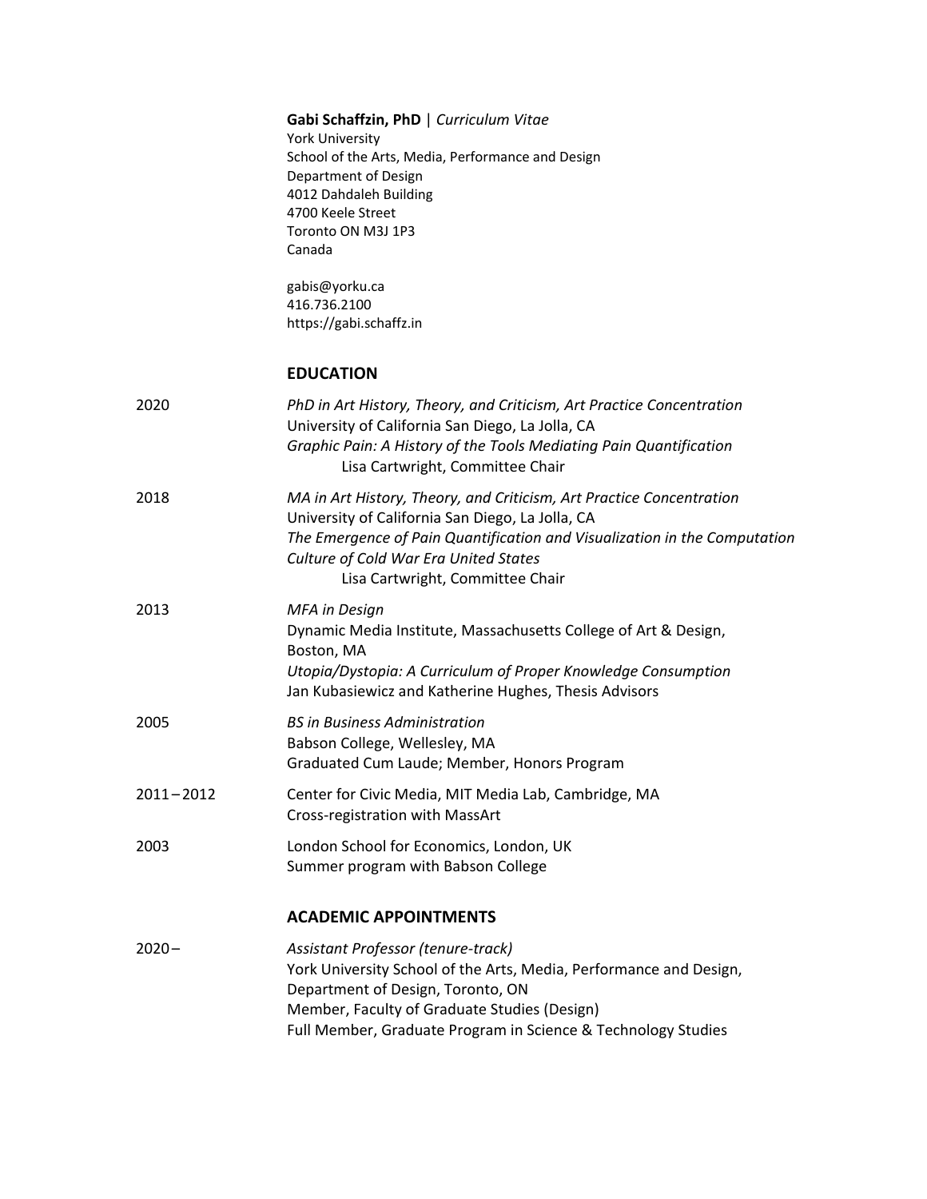**Gabi Schaffzin, PhD** | *Curriculum Vitae*
York University
School of the Arts, Media, Performance and Design
Department of Design
4012 Dahdaleh Building
4700 Keele Street
Toronto ON M3J 1P3
Canada

gabis@yorku.ca
416.736.2100
https://gabi.schaffz.in

## EDUCATION

2020 — *PhD in Art History, Theory, and Criticism, Art Practice Concentration*
University of California San Diego, La Jolla, CA
*Graphic Pain: A History of the Tools Mediating Pain Quantification*
Lisa Cartwright, Committee Chair

2018 — *MA in Art History, Theory, and Criticism, Art Practice Concentration*
University of California San Diego, La Jolla, CA
*The Emergence of Pain Quantification and Visualization in the Computation Culture of Cold War Era United States*
Lisa Cartwright, Committee Chair

2013 — *MFA in Design*
Dynamic Media Institute, Massachusetts College of Art & Design, Boston, MA
*Utopia/Dystopia: A Curriculum of Proper Knowledge Consumption*
Jan Kubasiewicz and Katherine Hughes, Thesis Advisors

2005 — *BS in Business Administration*
Babson College, Wellesley, MA
Graduated Cum Laude; Member, Honors Program

2011 – 2012 — Center for Civic Media, MIT Media Lab, Cambridge, MA
Cross-registration with MassArt

2003 — London School for Economics, London, UK
Summer program with Babson College

## ACADEMIC APPOINTMENTS

2020 – — *Assistant Professor (tenure-track)*
York University School of the Arts, Media, Performance and Design, Department of Design, Toronto, ON
Member, Faculty of Graduate Studies (Design)
Full Member, Graduate Program in Science & Technology Studies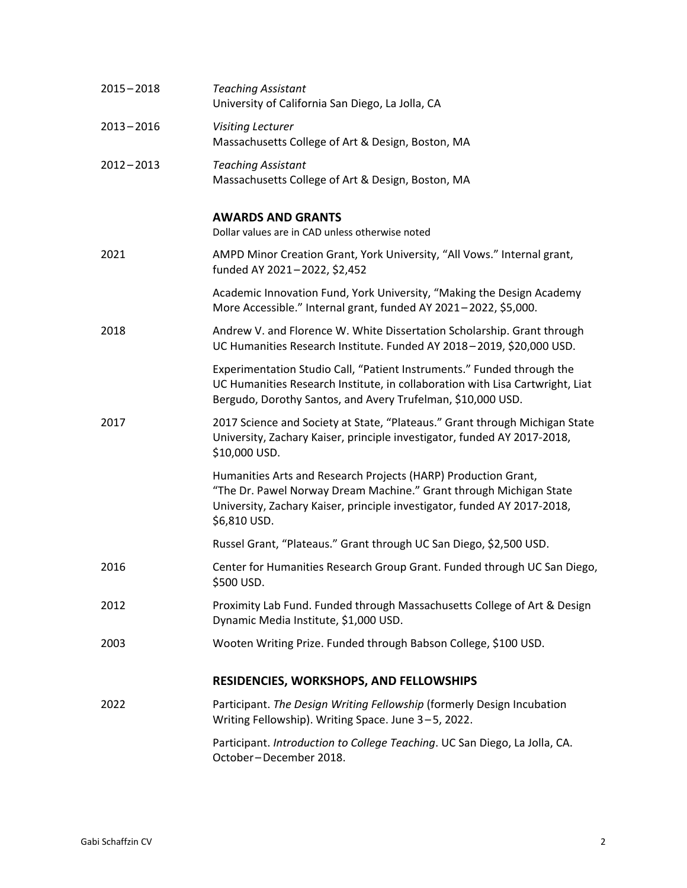2015–2018 *Teaching Assistant*
University of California San Diego, La Jolla, CA

2013–2016 *Visiting Lecturer*
Massachusetts College of Art & Design, Boston, MA

2012–2013 *Teaching Assistant*
Massachusetts College of Art & Design, Boston, MA

## AWARDS AND GRANTS

Dollar values are in CAD unless otherwise noted

2021 AMPD Minor Creation Grant, York University, "All Vows." Internal grant, funded AY 2021–2022, $2,452

Academic Innovation Fund, York University, "Making the Design Academy More Accessible." Internal grant, funded AY 2021–2022, $5,000.

2018 Andrew V. and Florence W. White Dissertation Scholarship. Grant through UC Humanities Research Institute. Funded AY 2018–2019, $20,000 USD.

Experimentation Studio Call, "Patient Instruments." Funded through the UC Humanities Research Institute, in collaboration with Lisa Cartwright, Liat Bergudo, Dorothy Santos, and Avery Trufelman, $10,000 USD.

2017 2017 Science and Society at State, "Plateaus." Grant through Michigan State University, Zachary Kaiser, principle investigator, funded AY 2017-2018, $10,000 USD.

Humanities Arts and Research Projects (HARP) Production Grant, "The Dr. Pawel Norway Dream Machine." Grant through Michigan State University, Zachary Kaiser, principle investigator, funded AY 2017-2018, $6,810 USD.

Russel Grant, "Plateaus." Grant through UC San Diego, $2,500 USD.

2016 Center for Humanities Research Group Grant. Funded through UC San Diego, $500 USD.

2012 Proximity Lab Fund. Funded through Massachusetts College of Art & Design Dynamic Media Institute, $1,000 USD.

2003 Wooten Writing Prize. Funded through Babson College, $100 USD.

## RESIDENCIES, WORKSHOPS, AND FELLOWSHIPS

2022 Participant. *The Design Writing Fellowship* (formerly Design Incubation Writing Fellowship). Writing Space. June 3–5, 2022.

Participant. *Introduction to College Teaching*. UC San Diego, La Jolla, CA. October–December 2018.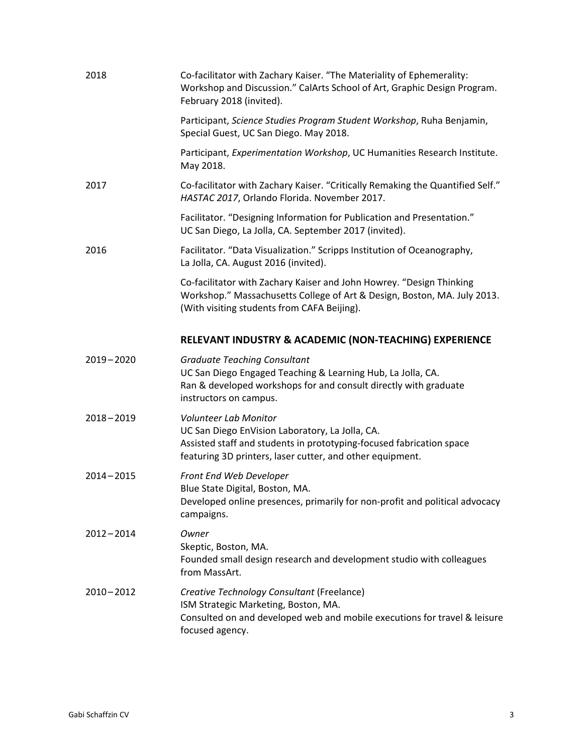2018 — Co-facilitator with Zachary Kaiser. "The Materiality of Ephemerality: Workshop and Discussion." CalArts School of Art, Graphic Design Program. February 2018 (invited).

Participant, *Science Studies Program Student Workshop*, Ruha Benjamin, Special Guest, UC San Diego. May 2018.

Participant, *Experimentation Workshop*, UC Humanities Research Institute. May 2018.

2017 — Co-facilitator with Zachary Kaiser. "Critically Remaking the Quantified Self." *HASTAC 2017*, Orlando Florida. November 2017.

Facilitator. "Designing Information for Publication and Presentation." UC San Diego, La Jolla, CA. September 2017 (invited).

2016 — Facilitator. "Data Visualization." Scripps Institution of Oceanography, La Jolla, CA. August 2016 (invited).

Co-facilitator with Zachary Kaiser and John Howrey. "Design Thinking Workshop." Massachusetts College of Art & Design, Boston, MA. July 2013. (With visiting students from CAFA Beijing).

## RELEVANT INDUSTRY & ACADEMIC (NON-TEACHING) EXPERIENCE

2019 – 2020 — *Graduate Teaching Consultant*
UC San Diego Engaged Teaching & Learning Hub, La Jolla, CA.
Ran & developed workshops for and consult directly with graduate instructors on campus.

2018 – 2019 — *Volunteer Lab Monitor*
UC San Diego EnVision Laboratory, La Jolla, CA.
Assisted staff and students in prototyping-focused fabrication space featuring 3D printers, laser cutter, and other equipment.

2014 – 2015 — *Front End Web Developer*
Blue State Digital, Boston, MA.
Developed online presences, primarily for non-profit and political advocacy campaigns.

2012 – 2014 — *Owner*
Skeptic, Boston, MA.
Founded small design research and development studio with colleagues from MassArt.

2010 – 2012 — *Creative Technology Consultant* (Freelance)
ISM Strategic Marketing, Boston, MA.
Consulted on and developed web and mobile executions for travel & leisure focused agency.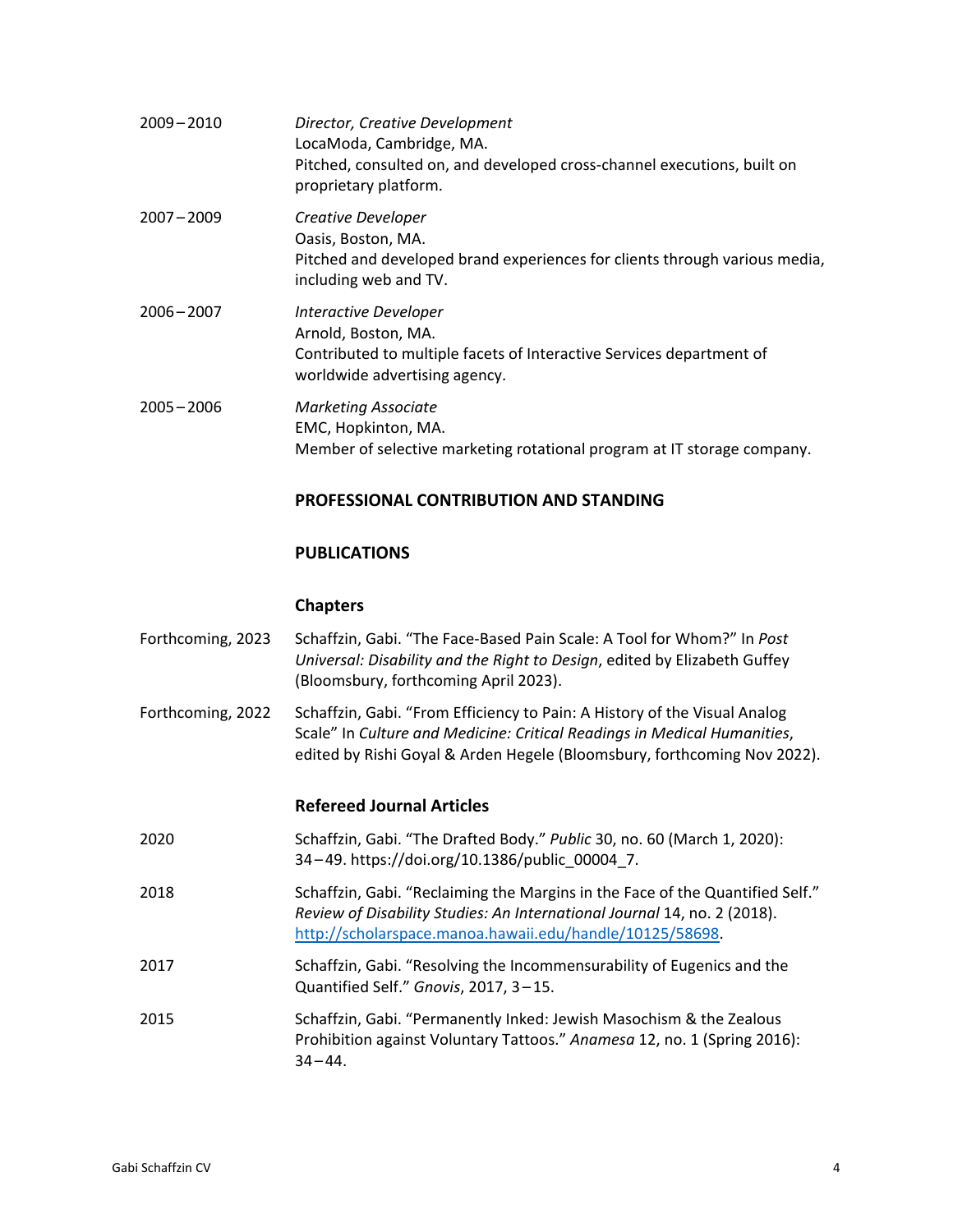2009–2010 *Director, Creative Development*
LocaModa, Cambridge, MA.
Pitched, consulted on, and developed cross-channel executions, built on proprietary platform.

2007–2009 *Creative Developer*
Oasis, Boston, MA.
Pitched and developed brand experiences for clients through various media, including web and TV.

2006–2007 *Interactive Developer*
Arnold, Boston, MA.
Contributed to multiple facets of Interactive Services department of worldwide advertising agency.

2005–2006 *Marketing Associate*
EMC, Hopkinton, MA.
Member of selective marketing rotational program at IT storage company.

## PROFESSIONAL CONTRIBUTION AND STANDING

## PUBLICATIONS

### Chapters

Forthcoming, 2023 Schaffzin, Gabi. "The Face-Based Pain Scale: A Tool for Whom?" In *Post Universal: Disability and the Right to Design*, edited by Elizabeth Guffey (Bloomsbury, forthcoming April 2023).

Forthcoming, 2022 Schaffzin, Gabi. "From Efficiency to Pain: A History of the Visual Analog Scale" In *Culture and Medicine: Critical Readings in Medical Humanities*, edited by Rishi Goyal & Arden Hegele (Bloomsbury, forthcoming Nov 2022).

### Refereed Journal Articles

2020 Schaffzin, Gabi. "The Drafted Body." *Public* 30, no. 60 (March 1, 2020): 34–49. https://doi.org/10.1386/public_00004_7.

2018 Schaffzin, Gabi. "Reclaiming the Margins in the Face of the Quantified Self." *Review of Disability Studies: An International Journal* 14, no. 2 (2018). http://scholarspace.manoa.hawaii.edu/handle/10125/58698.

2017 Schaffzin, Gabi. "Resolving the Incommensurability of Eugenics and the Quantified Self." *Gnovis*, 2017, 3–15.

2015 Schaffzin, Gabi. "Permanently Inked: Jewish Masochism & the Zealous Prohibition against Voluntary Tattoos." *Anamesa* 12, no. 1 (Spring 2016): 34–44.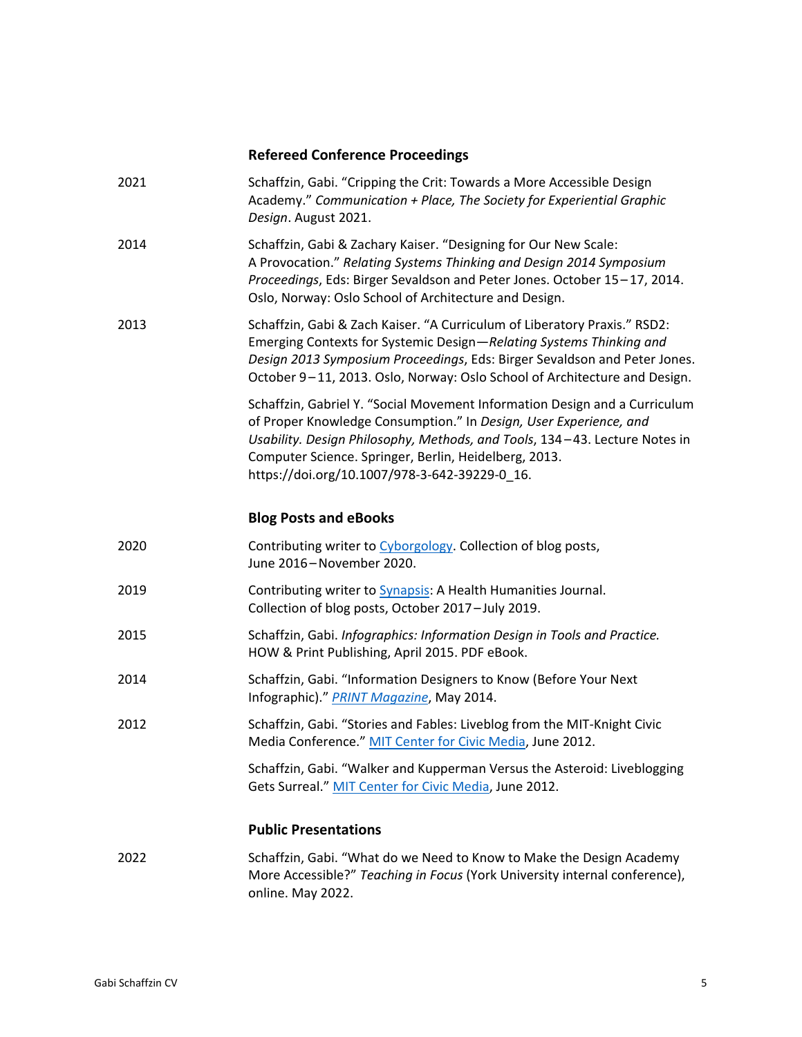### Refereed Conference Proceedings

2021 — Schaffzin, Gabi. "Cripping the Crit: Towards a More Accessible Design Academy." *Communication + Place, The Society for Experiential Graphic Design*. August 2021.

2014 — Schaffzin, Gabi & Zachary Kaiser. "Designing for Our New Scale: A Provocation." *Relating Systems Thinking and Design 2014 Symposium Proceedings*, Eds: Birger Sevaldson and Peter Jones. October 15–17, 2014. Oslo, Norway: Oslo School of Architecture and Design.

2013 — Schaffzin, Gabi & Zach Kaiser. "A Curriculum of Liberatory Praxis." RSD2: Emerging Contexts for Systemic Design—*Relating Systems Thinking and Design 2013 Symposium Proceedings*, Eds: Birger Sevaldson and Peter Jones. October 9–11, 2013. Oslo, Norway: Oslo School of Architecture and Design.

Schaffzin, Gabriel Y. "Social Movement Information Design and a Curriculum of Proper Knowledge Consumption." In *Design, User Experience, and Usability. Design Philosophy, Methods, and Tools*, 134–43. Lecture Notes in Computer Science. Springer, Berlin, Heidelberg, 2013. https://doi.org/10.1007/978-3-642-39229-0_16.

### Blog Posts and eBooks

2020 — Contributing writer to Cyborgology. Collection of blog posts, June 2016–November 2020.

2019 — Contributing writer to Synapsis: A Health Humanities Journal. Collection of blog posts, October 2017–July 2019.

2015 — Schaffzin, Gabi. *Infographics: Information Design in Tools and Practice.* HOW & Print Publishing, April 2015. PDF eBook.

2014 — Schaffzin, Gabi. "Information Designers to Know (Before Your Next Infographic)." *PRINT Magazine*, May 2014.

2012 — Schaffzin, Gabi. "Stories and Fables: Liveblog from the MIT-Knight Civic Media Conference." MIT Center for Civic Media, June 2012.

Schaffzin, Gabi. "Walker and Kupperman Versus the Asteroid: Liveblogging Gets Surreal." MIT Center for Civic Media, June 2012.

### Public Presentations

2022 — Schaffzin, Gabi. "What do we Need to Know to Make the Design Academy More Accessible?" *Teaching in Focus* (York University internal conference), online. May 2022.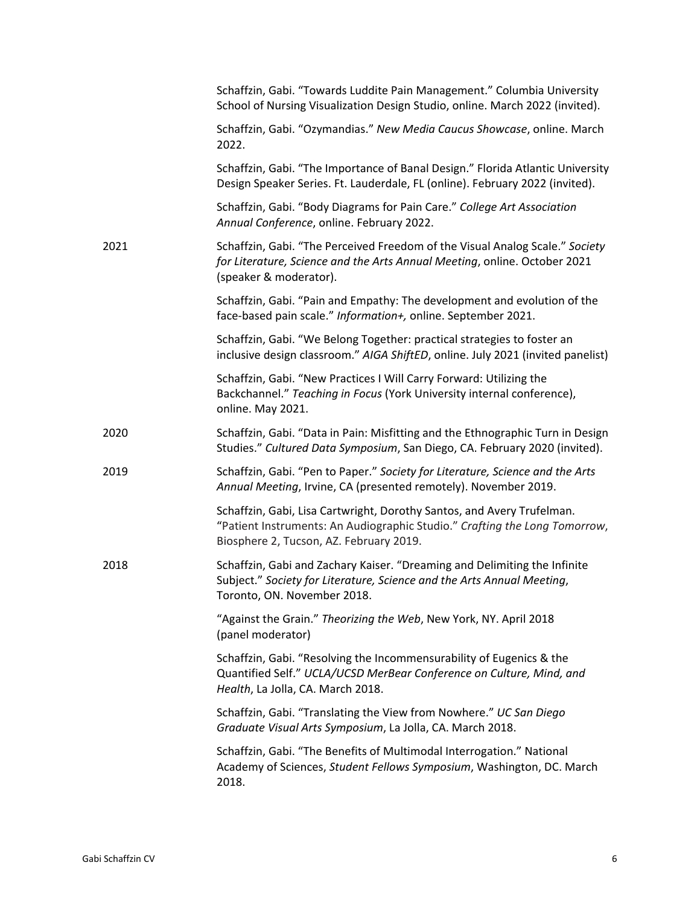Schaffzin, Gabi. "Towards Luddite Pain Management." Columbia University School of Nursing Visualization Design Studio, online. March 2022 (invited).

Schaffzin, Gabi. "Ozymandias." *New Media Caucus Showcase*, online. March 2022.

Schaffzin, Gabi. "The Importance of Banal Design." Florida Atlantic University Design Speaker Series. Ft. Lauderdale, FL (online). February 2022 (invited).

Schaffzin, Gabi. "Body Diagrams for Pain Care." *College Art Association Annual Conference*, online. February 2022.

**2021**

Schaffzin, Gabi. "The Perceived Freedom of the Visual Analog Scale." *Society for Literature, Science and the Arts Annual Meeting*, online. October 2021 (speaker & moderator).

Schaffzin, Gabi. "Pain and Empathy: The development and evolution of the face-based pain scale." *Information+,* online. September 2021.

Schaffzin, Gabi. "We Belong Together: practical strategies to foster an inclusive design classroom." *AIGA ShiftED*, online. July 2021 (invited panelist)

Schaffzin, Gabi. "New Practices I Will Carry Forward: Utilizing the Backchannel." *Teaching in Focus* (York University internal conference), online. May 2021.

**2020**

Schaffzin, Gabi. "Data in Pain: Misfitting and the Ethnographic Turn in Design Studies." *Cultured Data Symposium*, San Diego, CA. February 2020 (invited).

**2019**

Schaffzin, Gabi. "Pen to Paper." *Society for Literature, Science and the Arts Annual Meeting*, Irvine, CA (presented remotely). November 2019.

Schaffzin, Gabi, Lisa Cartwright, Dorothy Santos, and Avery Trufelman. "Patient Instruments: An Audiographic Studio." *Crafting the Long Tomorrow*, Biosphere 2, Tucson, AZ. February 2019.

**2018**

Schaffzin, Gabi and Zachary Kaiser. "Dreaming and Delimiting the Infinite Subject." *Society for Literature, Science and the Arts Annual Meeting*, Toronto, ON. November 2018.

"Against the Grain." *Theorizing the Web*, New York, NY. April 2018 (panel moderator)

Schaffzin, Gabi. "Resolving the Incommensurability of Eugenics & the Quantified Self." *UCLA/UCSD MerBear Conference on Culture, Mind, and Health*, La Jolla, CA. March 2018.

Schaffzin, Gabi. "Translating the View from Nowhere." *UC San Diego Graduate Visual Arts Symposium*, La Jolla, CA. March 2018.

Schaffzin, Gabi. "The Benefits of Multimodal Interrogation." National Academy of Sciences, *Student Fellows Symposium*, Washington, DC. March 2018.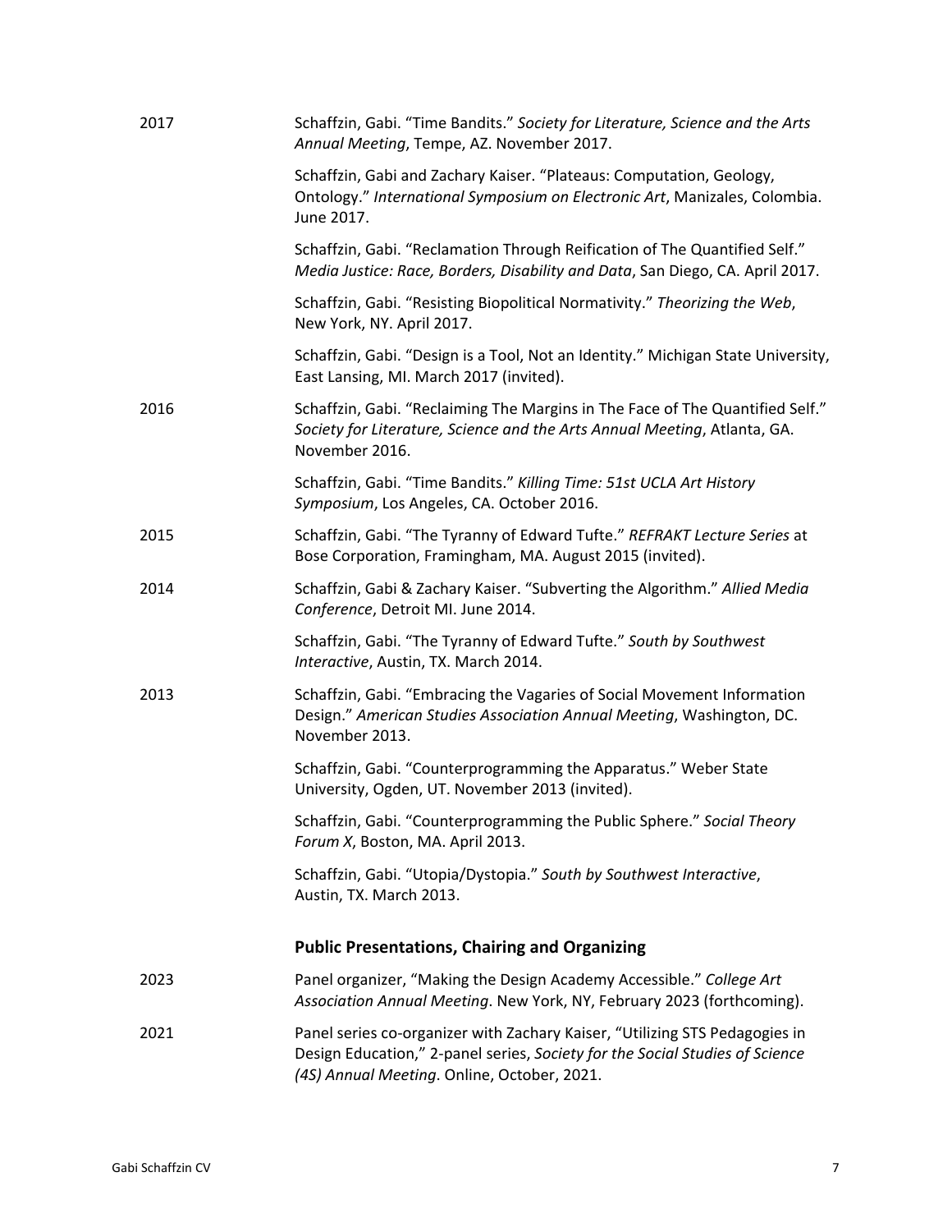2017 Schaffzin, Gabi. "Time Bandits." *Society for Literature, Science and the Arts Annual Meeting*, Tempe, AZ. November 2017.

Schaffzin, Gabi and Zachary Kaiser. "Plateaus: Computation, Geology, Ontology." *International Symposium on Electronic Art*, Manizales, Colombia. June 2017.

Schaffzin, Gabi. "Reclamation Through Reification of The Quantified Self." *Media Justice: Race, Borders, Disability and Data*, San Diego, CA. April 2017.

Schaffzin, Gabi. "Resisting Biopolitical Normativity." *Theorizing the Web*, New York, NY. April 2017.

Schaffzin, Gabi. "Design is a Tool, Not an Identity." Michigan State University, East Lansing, MI. March 2017 (invited).

2016 Schaffzin, Gabi. "Reclaiming The Margins in The Face of The Quantified Self." *Society for Literature, Science and the Arts Annual Meeting*, Atlanta, GA. November 2016.

Schaffzin, Gabi. "Time Bandits." *Killing Time: 51st UCLA Art History Symposium*, Los Angeles, CA. October 2016.

2015 Schaffzin, Gabi. "The Tyranny of Edward Tufte." *REFRAKT Lecture Series* at Bose Corporation, Framingham, MA. August 2015 (invited).

2014 Schaffzin, Gabi & Zachary Kaiser. "Subverting the Algorithm." *Allied Media Conference*, Detroit MI. June 2014.

Schaffzin, Gabi. "The Tyranny of Edward Tufte." *South by Southwest Interactive*, Austin, TX. March 2014.

2013 Schaffzin, Gabi. "Embracing the Vagaries of Social Movement Information Design." *American Studies Association Annual Meeting*, Washington, DC. November 2013.

Schaffzin, Gabi. "Counterprogramming the Apparatus." Weber State University, Ogden, UT. November 2013 (invited).

Schaffzin, Gabi. "Counterprogramming the Public Sphere." *Social Theory Forum X*, Boston, MA. April 2013.

Schaffzin, Gabi. "Utopia/Dystopia." *South by Southwest Interactive*, Austin, TX. March 2013.

### Public Presentations, Chairing and Organizing

2023 Panel organizer, "Making the Design Academy Accessible." *College Art Association Annual Meeting*. New York, NY, February 2023 (forthcoming).

2021 Panel series co-organizer with Zachary Kaiser, "Utilizing STS Pedagogies in Design Education," 2-panel series, *Society for the Social Studies of Science (4S) Annual Meeting*. Online, October, 2021.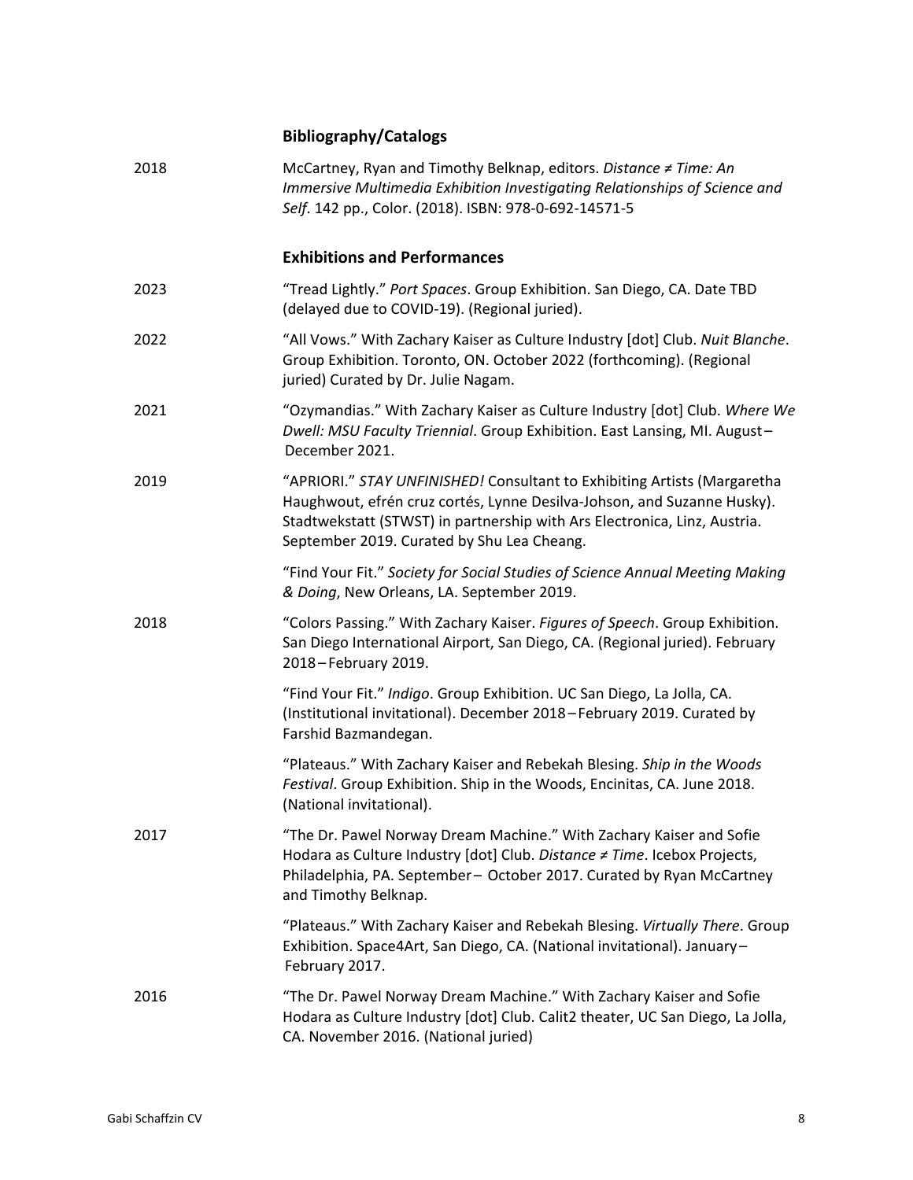## Bibliography/Catalogs

2018 McCartney, Ryan and Timothy Belknap, editors. *Distance ≠ Time: An Immersive Multimedia Exhibition Investigating Relationships of Science and Self*. 142 pp., Color. (2018). ISBN: 978-0-692-14571-5

## Exhibitions and Performances

2023 "Tread Lightly." *Port Spaces*. Group Exhibition. San Diego, CA. Date TBD (delayed due to COVID-19). (Regional juried).

2022 "All Vows." With Zachary Kaiser as Culture Industry [dot] Club. *Nuit Blanche*. Group Exhibition. Toronto, ON. October 2022 (forthcoming). (Regional juried) Curated by Dr. Julie Nagam.

2021 "Ozymandias." With Zachary Kaiser as Culture Industry [dot] Club. *Where We Dwell: MSU Faculty Triennial*. Group Exhibition. East Lansing, MI. August–December 2021.

2019 "APRIORI." *STAY UNFINISHED!* Consultant to Exhibiting Artists (Margaretha Haughwout, efrén cruz cortés, Lynne Desilva-Johson, and Suzanne Husky). Stadtwekstatt (STWST) in partnership with Ars Electronica, Linz, Austria. September 2019. Curated by Shu Lea Cheang.

"Find Your Fit." *Society for Social Studies of Science Annual Meeting Making & Doing*, New Orleans, LA. September 2019.

2018 "Colors Passing." With Zachary Kaiser. *Figures of Speech*. Group Exhibition. San Diego International Airport, San Diego, CA. (Regional juried). February 2018–February 2019.

"Find Your Fit." *Indigo*. Group Exhibition. UC San Diego, La Jolla, CA. (Institutional invitational). December 2018–February 2019. Curated by Farshid Bazmandegan.

"Plateaus." With Zachary Kaiser and Rebekah Blesing. *Ship in the Woods Festival*. Group Exhibition. Ship in the Woods, Encinitas, CA. June 2018. (National invitational).

2017 "The Dr. Pawel Norway Dream Machine." With Zachary Kaiser and Sofie Hodara as Culture Industry [dot] Club. *Distance ≠ Time*. Icebox Projects, Philadelphia, PA. September– October 2017. Curated by Ryan McCartney and Timothy Belknap.

"Plateaus." With Zachary Kaiser and Rebekah Blesing. *Virtually There*. Group Exhibition. Space4Art, San Diego, CA. (National invitational). January–February 2017.

2016 "The Dr. Pawel Norway Dream Machine." With Zachary Kaiser and Sofie Hodara as Culture Industry [dot] Club. Calit2 theater, UC San Diego, La Jolla, CA. November 2016. (National juried)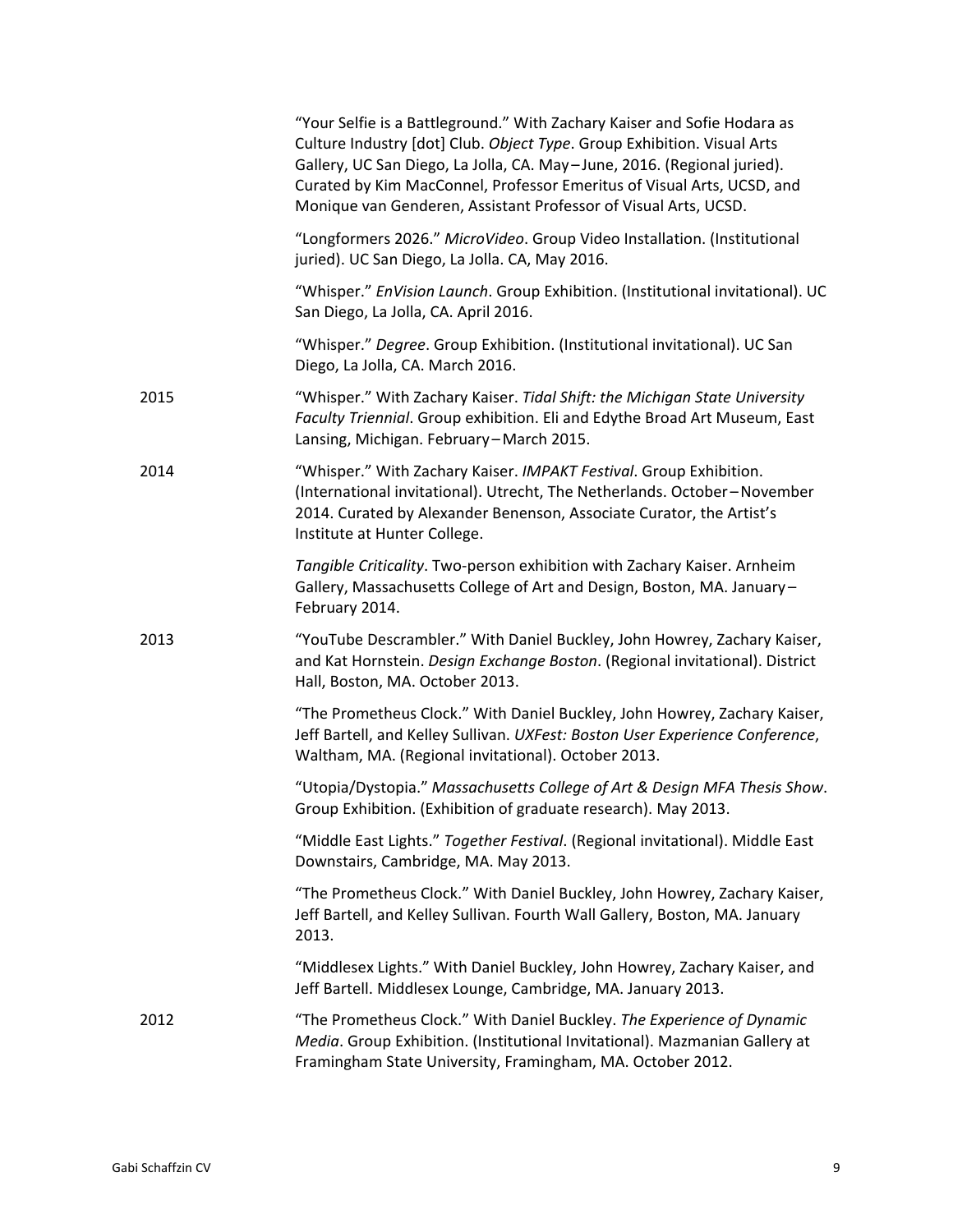"Your Selfie is a Battleground." With Zachary Kaiser and Sofie Hodara as Culture Industry [dot] Club. *Object Type*. Group Exhibition. Visual Arts Gallery, UC San Diego, La Jolla, CA. May – June, 2016. (Regional juried). Curated by Kim MacConnel, Professor Emeritus of Visual Arts, UCSD, and Monique van Genderen, Assistant Professor of Visual Arts, UCSD.

"Longformers 2026." *MicroVideo*. Group Video Installation. (Institutional juried). UC San Diego, La Jolla. CA, May 2016.

"Whisper." *EnVision Launch*. Group Exhibition. (Institutional invitational). UC San Diego, La Jolla, CA. April 2016.

"Whisper." *Degree*. Group Exhibition. (Institutional invitational). UC San Diego, La Jolla, CA. March 2016.

2015 — "Whisper." With Zachary Kaiser. *Tidal Shift: the Michigan State University Faculty Triennial*. Group exhibition. Eli and Edythe Broad Art Museum, East Lansing, Michigan. February – March 2015.

2014 — "Whisper." With Zachary Kaiser. *IMPAKT Festival*. Group Exhibition. (International invitational). Utrecht, The Netherlands. October – November 2014. Curated by Alexander Benenson, Associate Curator, the Artist's Institute at Hunter College.

*Tangible Criticality*. Two-person exhibition with Zachary Kaiser. Arnheim Gallery, Massachusetts College of Art and Design, Boston, MA. January – February 2014.

2013 — "YouTube Descrambler." With Daniel Buckley, John Howrey, Zachary Kaiser, and Kat Hornstein. *Design Exchange Boston*. (Regional invitational). District Hall, Boston, MA. October 2013.

"The Prometheus Clock." With Daniel Buckley, John Howrey, Zachary Kaiser, Jeff Bartell, and Kelley Sullivan. *UXFest: Boston User Experience Conference*, Waltham, MA. (Regional invitational). October 2013.

"Utopia/Dystopia." *Massachusetts College of Art & Design MFA Thesis Show*. Group Exhibition. (Exhibition of graduate research). May 2013.

"Middle East Lights." *Together Festival*. (Regional invitational). Middle East Downstairs, Cambridge, MA. May 2013.

"The Prometheus Clock." With Daniel Buckley, John Howrey, Zachary Kaiser, Jeff Bartell, and Kelley Sullivan. Fourth Wall Gallery, Boston, MA. January 2013.

"Middlesex Lights." With Daniel Buckley, John Howrey, Zachary Kaiser, and Jeff Bartell. Middlesex Lounge, Cambridge, MA. January 2013.

2012 — "The Prometheus Clock." With Daniel Buckley. *The Experience of Dynamic Media*. Group Exhibition. (Institutional Invitational). Mazmanian Gallery at Framingham State University, Framingham, MA. October 2012.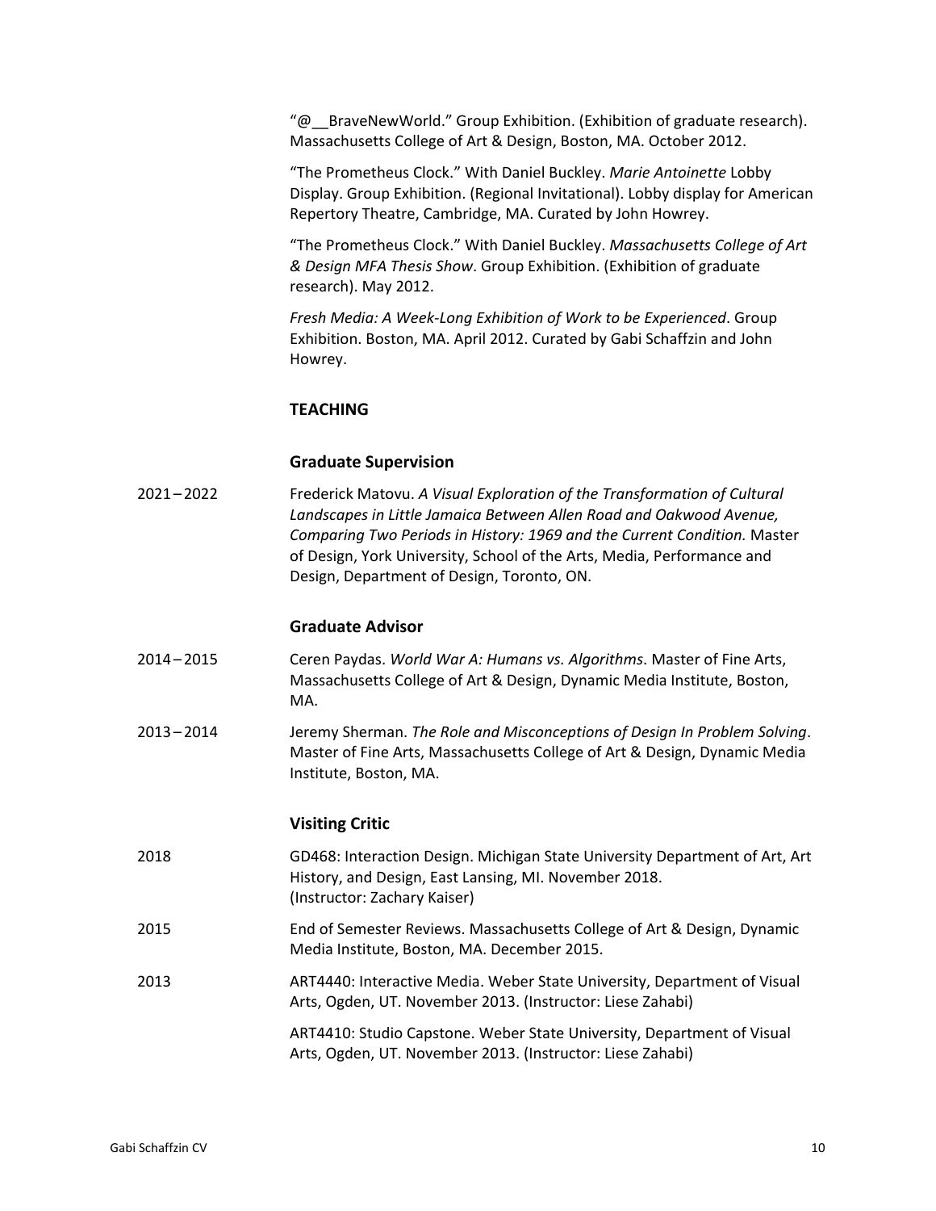"@__BraveNewWorld." Group Exhibition. (Exhibition of graduate research). Massachusetts College of Art & Design, Boston, MA. October 2012.

"The Prometheus Clock." With Daniel Buckley. *Marie Antoinette* Lobby Display. Group Exhibition. (Regional Invitational). Lobby display for American Repertory Theatre, Cambridge, MA. Curated by John Howrey.

"The Prometheus Clock." With Daniel Buckley. *Massachusetts College of Art & Design MFA Thesis Show*. Group Exhibition. (Exhibition of graduate research). May 2012.

*Fresh Media: A Week-Long Exhibition of Work to be Experienced*. Group Exhibition. Boston, MA. April 2012. Curated by Gabi Schaffzin and John Howrey.

## TEACHING

### Graduate Supervision

2021 – 2022 — Frederick Matovu. *A Visual Exploration of the Transformation of Cultural Landscapes in Little Jamaica Between Allen Road and Oakwood Avenue, Comparing Two Periods in History: 1969 and the Current Condition.* Master of Design, York University, School of the Arts, Media, Performance and Design, Department of Design, Toronto, ON.

### Graduate Advisor

2014 – 2015 — Ceren Paydas. *World War A: Humans vs. Algorithms*. Master of Fine Arts, Massachusetts College of Art & Design, Dynamic Media Institute, Boston, MA.

2013 – 2014 — Jeremy Sherman. *The Role and Misconceptions of Design In Problem Solving*. Master of Fine Arts, Massachusetts College of Art & Design, Dynamic Media Institute, Boston, MA.

### Visiting Critic

2018 — GD468: Interaction Design. Michigan State University Department of Art, Art History, and Design, East Lansing, MI. November 2018. (Instructor: Zachary Kaiser)

2015 — End of Semester Reviews. Massachusetts College of Art & Design, Dynamic Media Institute, Boston, MA. December 2015.

2013 — ART4440: Interactive Media. Weber State University, Department of Visual Arts, Ogden, UT. November 2013. (Instructor: Liese Zahabi)

ART4410: Studio Capstone. Weber State University, Department of Visual Arts, Ogden, UT. November 2013. (Instructor: Liese Zahabi)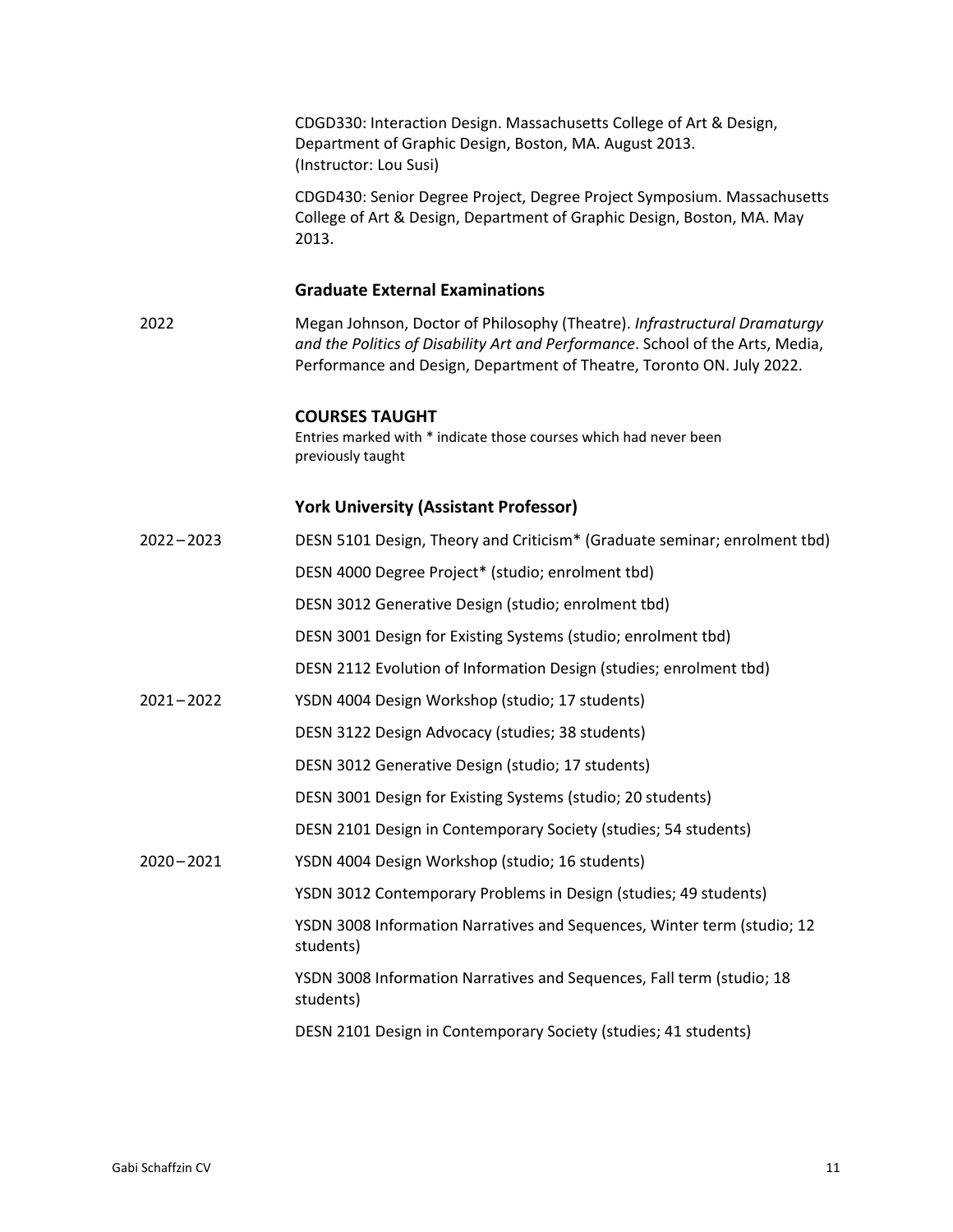CDGD330: Interaction Design. Massachusetts College of Art & Design, Department of Graphic Design, Boston, MA. August 2013. (Instructor: Lou Susi)

CDGD430: Senior Degree Project, Degree Project Symposium. Massachusetts College of Art & Design, Department of Graphic Design, Boston, MA. May 2013.

### Graduate External Examinations

2022 — Megan Johnson, Doctor of Philosophy (Theatre). *Infrastructural Dramaturgy and the Politics of Disability Art and Performance*. School of the Arts, Media, Performance and Design, Department of Theatre, Toronto ON. July 2022.

## COURSES TAUGHT

Entries marked with * indicate those courses which had never been previously taught

### York University (Assistant Professor)

**2022 – 2023**

DESN 5101 Design, Theory and Criticism* (Graduate seminar; enrolment tbd)

DESN 4000 Degree Project* (studio; enrolment tbd)

DESN 3012 Generative Design (studio; enrolment tbd)

DESN 3001 Design for Existing Systems (studio; enrolment tbd)

DESN 2112 Evolution of Information Design (studies; enrolment tbd)

**2021 – 2022**

YSDN 4004 Design Workshop (studio; 17 students)

DESN 3122 Design Advocacy (studies; 38 students)

DESN 3012 Generative Design (studio; 17 students)

DESN 3001 Design for Existing Systems (studio; 20 students)

DESN 2101 Design in Contemporary Society (studies; 54 students)

**2020 – 2021**

YSDN 4004 Design Workshop (studio; 16 students)

YSDN 3012 Contemporary Problems in Design (studies; 49 students)

YSDN 3008 Information Narratives and Sequences, Winter term (studio; 12 students)

YSDN 3008 Information Narratives and Sequences, Fall term (studio; 18 students)

DESN 2101 Design in Contemporary Society (studies; 41 students)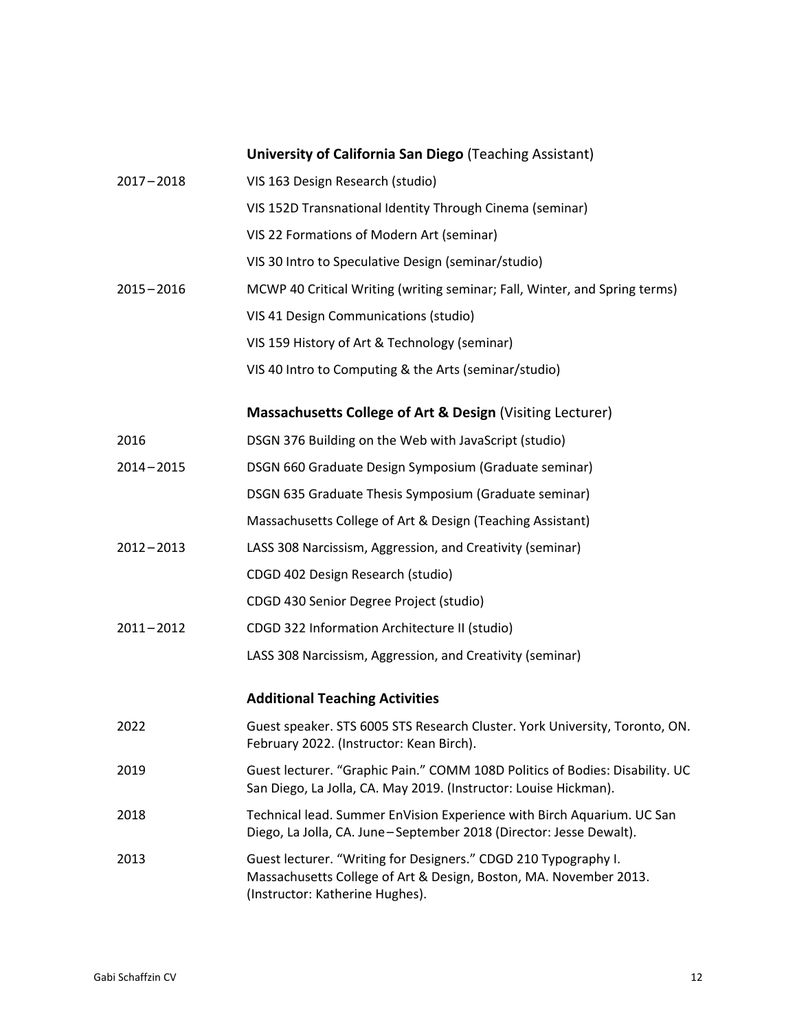### **University of California San Diego** (Teaching Assistant)

| | |
|---|---|
| 2017 – 2018 | VIS 163 Design Research (studio) |
| | VIS 152D Transnational Identity Through Cinema (seminar) |
| | VIS 22 Formations of Modern Art (seminar) |
| | VIS 30 Intro to Speculative Design (seminar/studio) |
| 2015 – 2016 | MCWP 40 Critical Writing (writing seminar; Fall, Winter, and Spring terms) |
| | VIS 41 Design Communications (studio) |
| | VIS 159 History of Art & Technology (seminar) |
| | VIS 40 Intro to Computing & the Arts (seminar/studio) |

### **Massachusetts College of Art & Design** (Visiting Lecturer)

| | |
|---|---|
| 2016 | DSGN 376 Building on the Web with JavaScript (studio) |
| 2014 – 2015 | DSGN 660 Graduate Design Symposium (Graduate seminar) |
| | DSGN 635 Graduate Thesis Symposium (Graduate seminar) |
| | Massachusetts College of Art & Design (Teaching Assistant) |
| 2012 – 2013 | LASS 308 Narcissism, Aggression, and Creativity (seminar) |
| | CDGD 402 Design Research (studio) |
| | CDGD 430 Senior Degree Project (studio) |
| 2011 – 2012 | CDGD 322 Information Architecture II (studio) |
| | LASS 308 Narcissism, Aggression, and Creativity (seminar) |

### **Additional Teaching Activities**

| | |
|---|---|
| 2022 | Guest speaker. STS 6005 STS Research Cluster. York University, Toronto, ON. February 2022. (Instructor: Kean Birch). |
| 2019 | Guest lecturer. "Graphic Pain." COMM 108D Politics of Bodies: Disability. UC San Diego, La Jolla, CA. May 2019. (Instructor: Louise Hickman). |
| 2018 | Technical lead. Summer EnVision Experience with Birch Aquarium. UC San Diego, La Jolla, CA. June – September 2018 (Director: Jesse Dewalt). |
| 2013 | Guest lecturer. "Writing for Designers." CDGD 210 Typography I. Massachusetts College of Art & Design, Boston, MA. November 2013. (Instructor: Katherine Hughes). |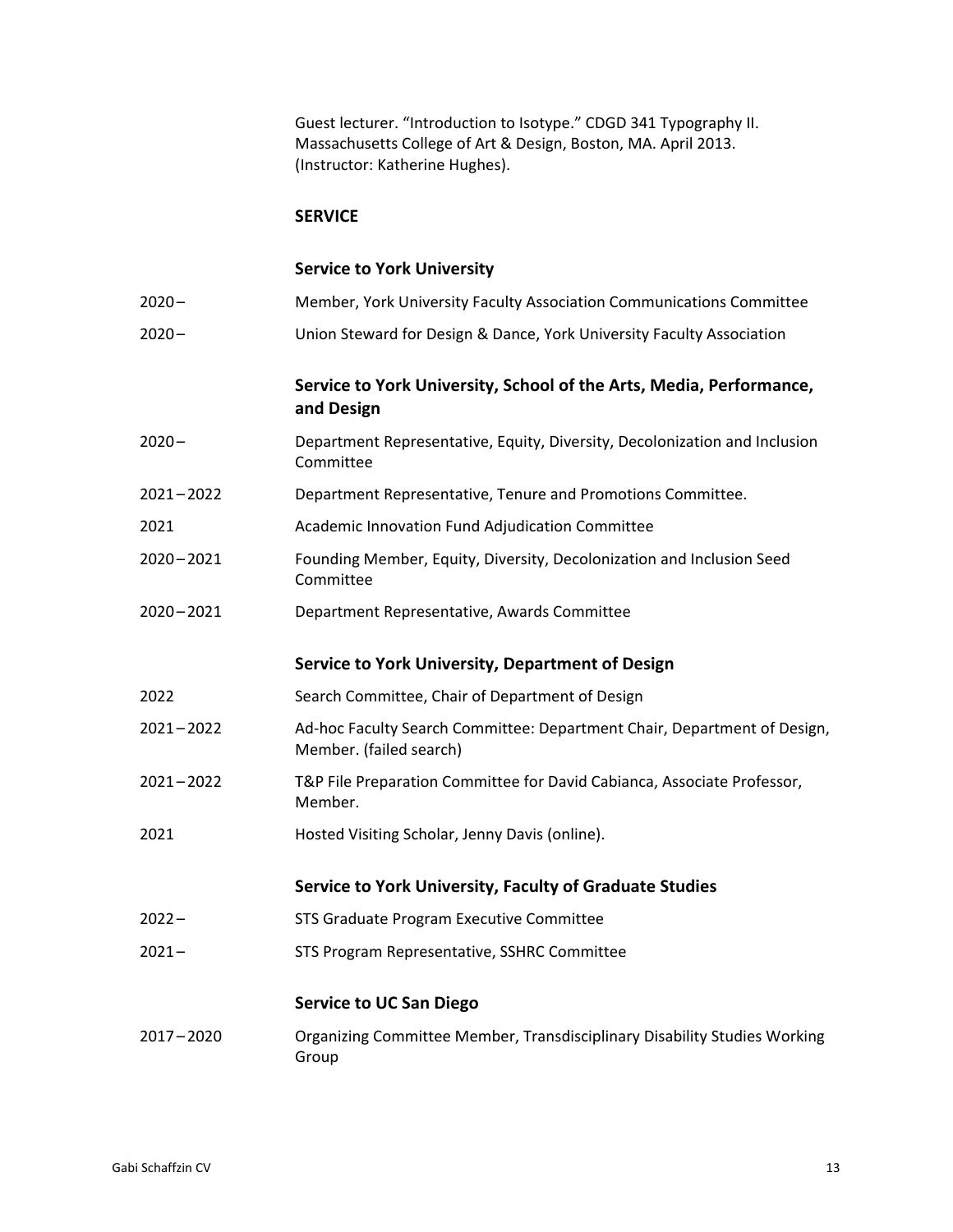Guest lecturer. "Introduction to Isotype." CDGD 341 Typography II. Massachusetts College of Art & Design, Boston, MA. April 2013. (Instructor: Katherine Hughes).

## SERVICE

### Service to York University

2020– Member, York University Faculty Association Communications Committee

2020– Union Steward for Design & Dance, York University Faculty Association

### Service to York University, School of the Arts, Media, Performance, and Design

2020– Department Representative, Equity, Diversity, Decolonization and Inclusion Committee

2021–2022 Department Representative, Tenure and Promotions Committee.

2021 Academic Innovation Fund Adjudication Committee

2020–2021 Founding Member, Equity, Diversity, Decolonization and Inclusion Seed Committee

2020–2021 Department Representative, Awards Committee

### Service to York University, Department of Design

2022 Search Committee, Chair of Department of Design

2021–2022 Ad-hoc Faculty Search Committee: Department Chair, Department of Design, Member. (failed search)

2021–2022 T&P File Preparation Committee for David Cabianca, Associate Professor, Member.

2021 Hosted Visiting Scholar, Jenny Davis (online).

### Service to York University, Faculty of Graduate Studies

2022– STS Graduate Program Executive Committee

2021– STS Program Representative, SSHRC Committee

### Service to UC San Diego

2017–2020 Organizing Committee Member, Transdisciplinary Disability Studies Working Group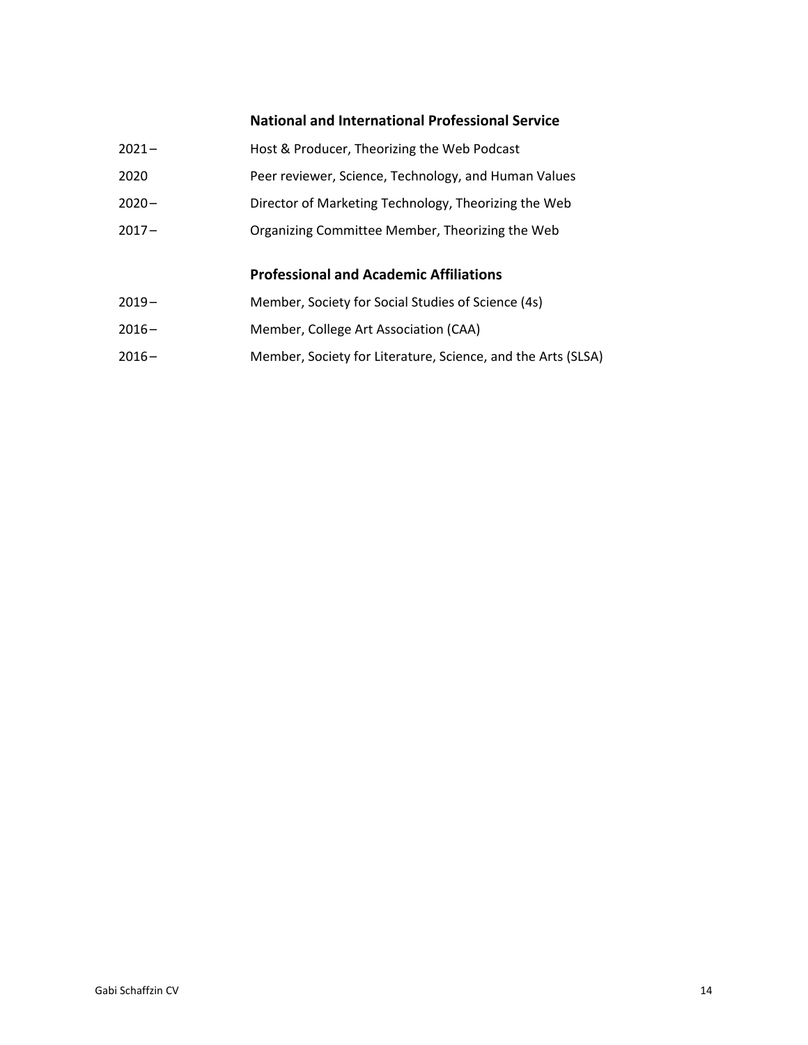## National and International Professional Service

| | |
|---|---|
| 2021– | Host & Producer, Theorizing the Web Podcast |
| 2020 | Peer reviewer, Science, Technology, and Human Values |
| 2020– | Director of Marketing Technology, Theorizing the Web |
| 2017– | Organizing Committee Member, Theorizing the Web |

## Professional and Academic Affiliations

| | |
|---|---|
| 2019– | Member, Society for Social Studies of Science (4s) |
| 2016– | Member, College Art Association (CAA) |
| 2016– | Member, Society for Literature, Science, and the Arts (SLSA) |